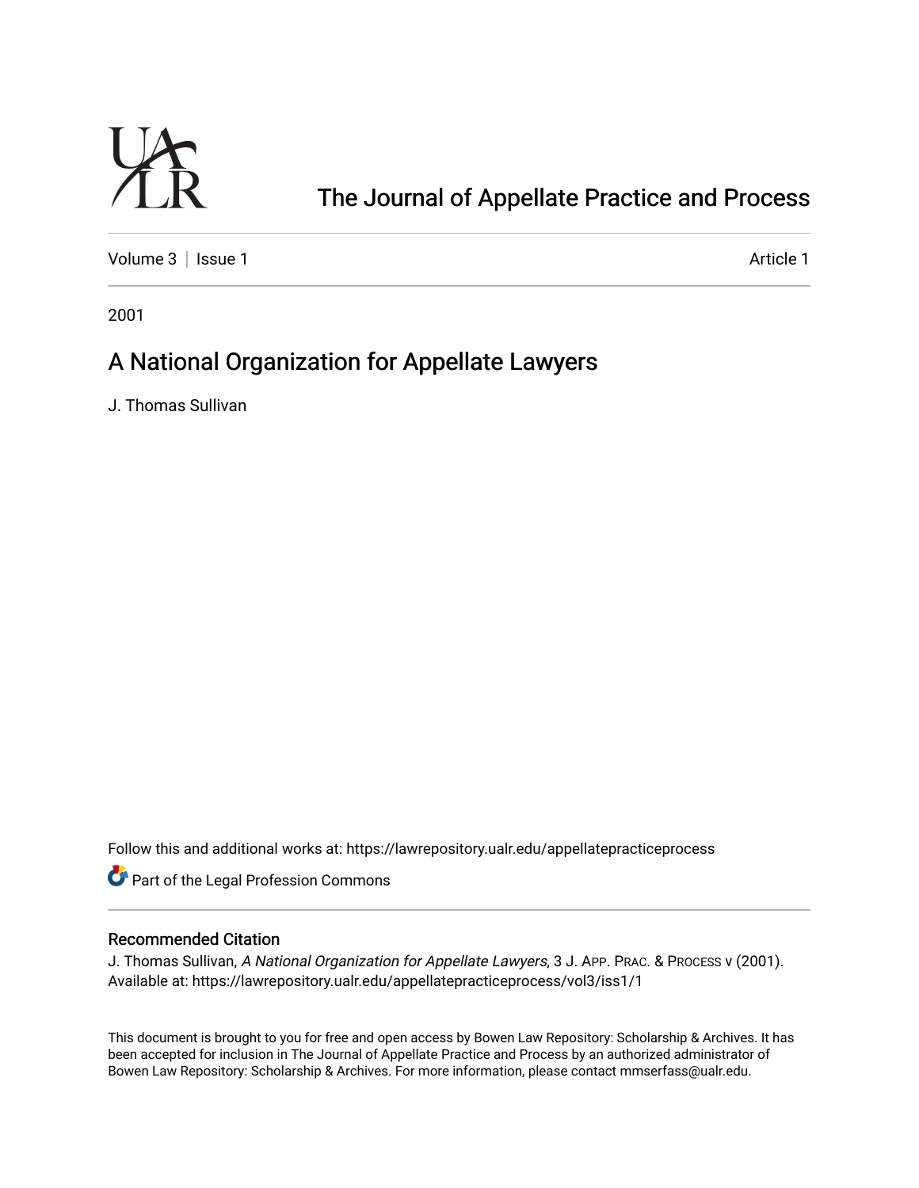# The Journal of Appellate Practice and Process

Volume 3 | Issue 1 Article 1

2001

## A National Organization for Appellate Lawyers

J. Thomas Sullivan

Follow this and additional works at: https://lawrepository.ualr.edu/appellatepracticeprocess

Part of the Legal Profession Commons

### Recommended Citation

J. Thomas Sullivan, *A National Organization for Appellate Lawyers*, 3 J. APP. PRAC. & PROCESS v (2001). Available at: https://lawrepository.ualr.edu/appellatepracticeprocess/vol3/iss1/1

This document is brought to you for free and open access by Bowen Law Repository: Scholarship & Archives. It has been accepted for inclusion in The Journal of Appellate Practice and Process by an authorized administrator of Bowen Law Repository: Scholarship & Archives. For more information, please contact mmserfass@ualr.edu.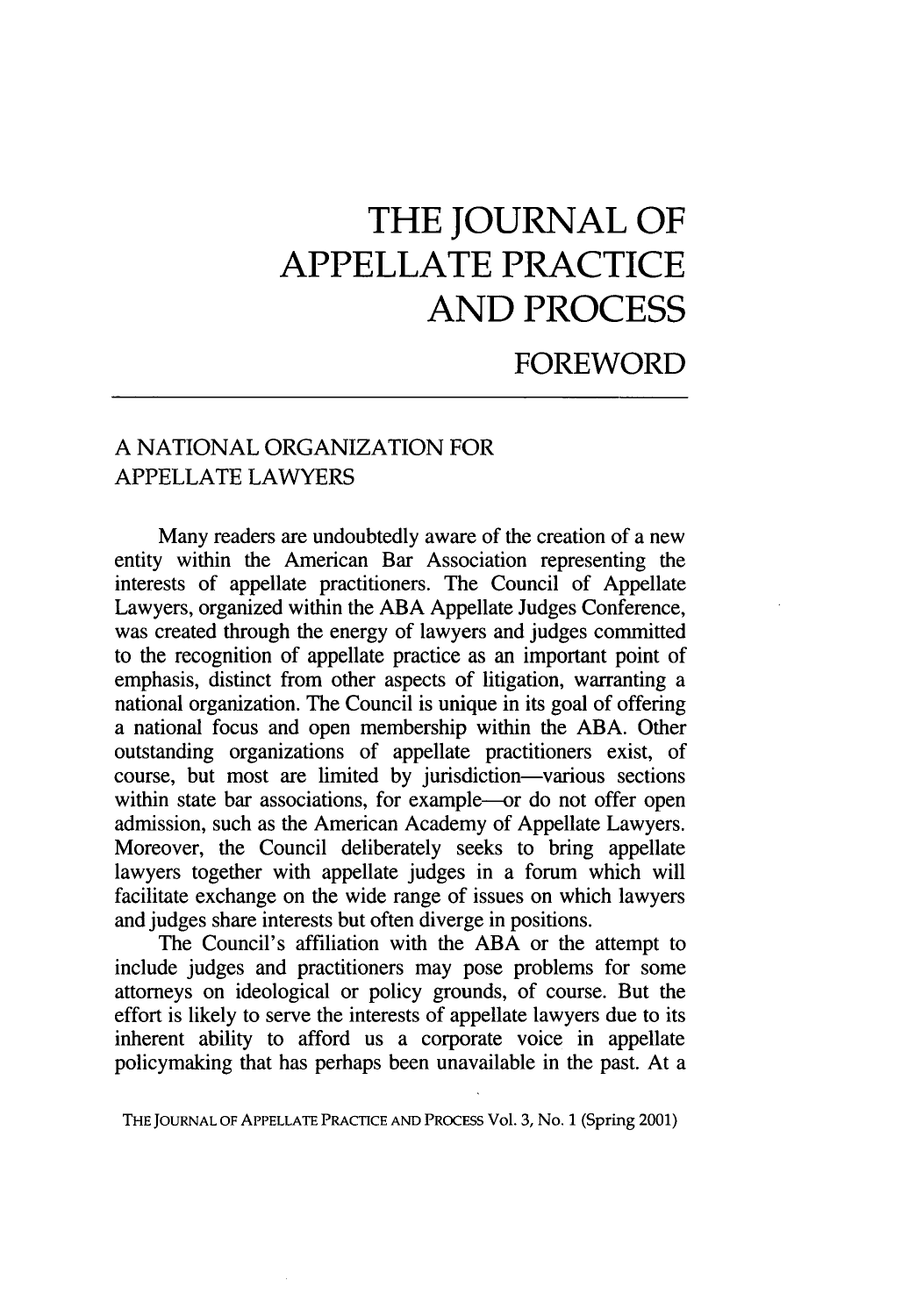# THE JOURNAL OF APPELLATE PRACTICE AND PROCESS

## FOREWORD

### A NATIONAL ORGANIZATION FOR APPELLATE LAWYERS

Many readers are undoubtedly aware of the creation of a new entity within the American Bar Association representing the interests of appellate practitioners. The Council of Appellate Lawyers, organized within the ABA Appellate Judges Conference, was created through the energy of lawyers and judges committed to the recognition of appellate practice as an important point of emphasis, distinct from other aspects of litigation, warranting a national organization. The Council is unique in its goal of offering a national focus and open membership within the ABA. Other outstanding organizations of appellate practitioners exist, of course, but most are limited by jurisdiction—various sections within state bar associations, for example—or do not offer open admission, such as the American Academy of Appellate Lawyers. Moreover, the Council deliberately seeks to bring appellate lawyers together with appellate judges in a forum which will facilitate exchange on the wide range of issues on which lawyers and judges share interests but often diverge in positions.

The Council's affiliation with the ABA or the attempt to include judges and practitioners may pose problems for some attorneys on ideological or policy grounds, of course. But the effort is likely to serve the interests of appellate lawyers due to its inherent ability to afford us a corporate voice in appellate policymaking that has perhaps been unavailable in the past. At a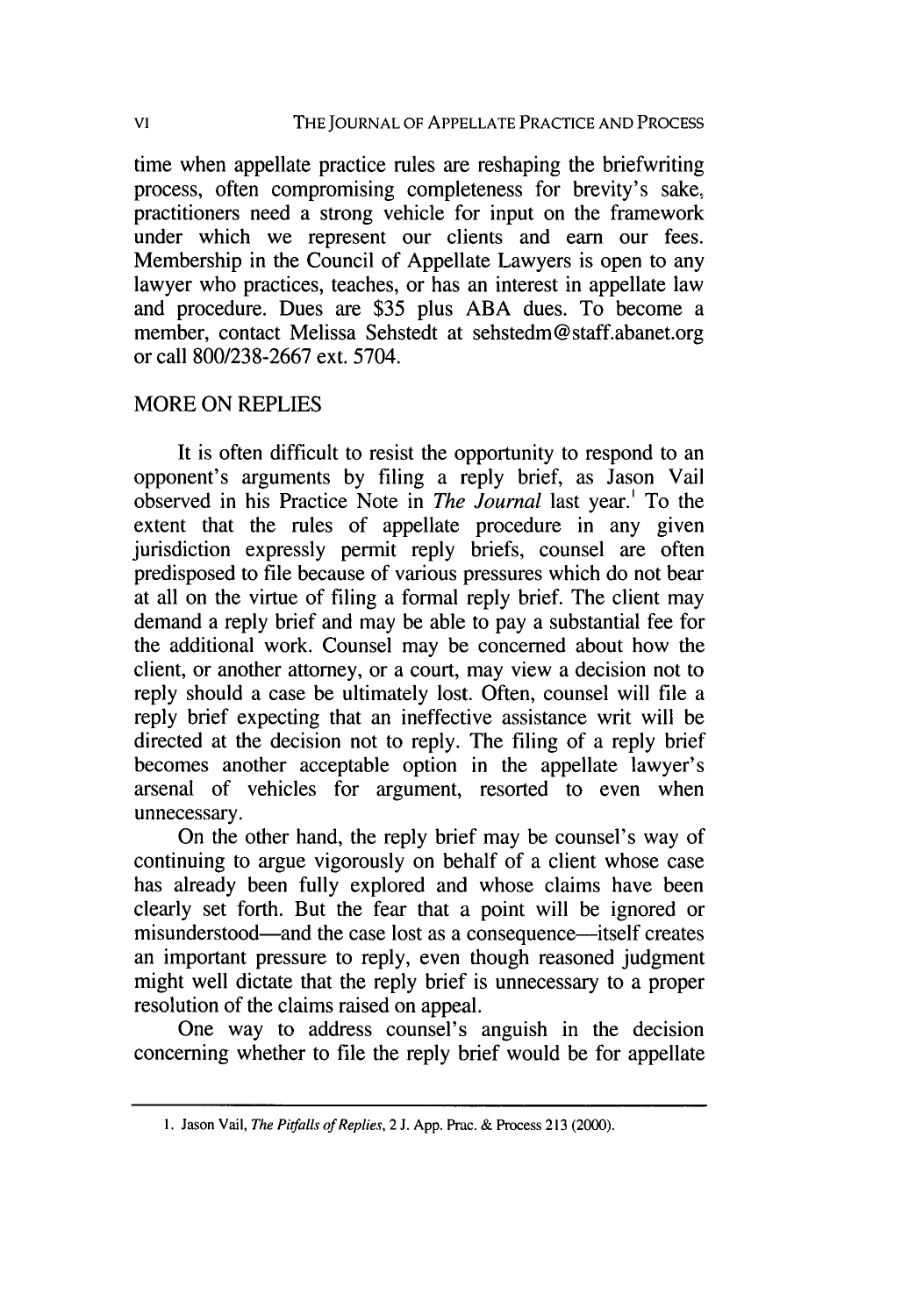time when appellate practice rules are reshaping the briefwriting process, often compromising completeness for brevity's sake, practitioners need a strong vehicle for input on the framework under which we represent our clients and earn our fees. Membership in the Council of Appellate Lawyers is open to any lawyer who practices, teaches, or has an interest in appellate law and procedure. Dues are $35 plus ABA dues. To become a member, contact Melissa Sehstedt at sehstedm@staff.abanet.org or call 800/238-2667 ext. 5704.

## MORE ON REPLIES

It is often difficult to resist the opportunity to respond to an opponent's arguments by filing a reply brief, as Jason Vail observed in his Practice Note in *The Journal* last year.[1] To the extent that the rules of appellate procedure in any given jurisdiction expressly permit reply briefs, counsel are often predisposed to file because of various pressures which do not bear at all on the virtue of filing a formal reply brief. The client may demand a reply brief and may be able to pay a substantial fee for the additional work. Counsel may be concerned about how the client, or another attorney, or a court, may view a decision not to reply should a case be ultimately lost. Often, counsel will file a reply brief expecting that an ineffective assistance writ will be directed at the decision not to reply. The filing of a reply brief becomes another acceptable option in the appellate lawyer's arsenal of vehicles for argument, resorted to even when unnecessary.

On the other hand, the reply brief may be counsel's way of continuing to argue vigorously on behalf of a client whose case has already been fully explored and whose claims have been clearly set forth. But the fear that a point will be ignored or misunderstood—and the case lost as a consequence—itself creates an important pressure to reply, even though reasoned judgment might well dictate that the reply brief is unnecessary to a proper resolution of the claims raised on appeal.

One way to address counsel's anguish in the decision concerning whether to file the reply brief would be for appellate

---

1. Jason Vail, *The Pitfalls of Replies*, 2 J. App. Prac. & Process 213 (2000).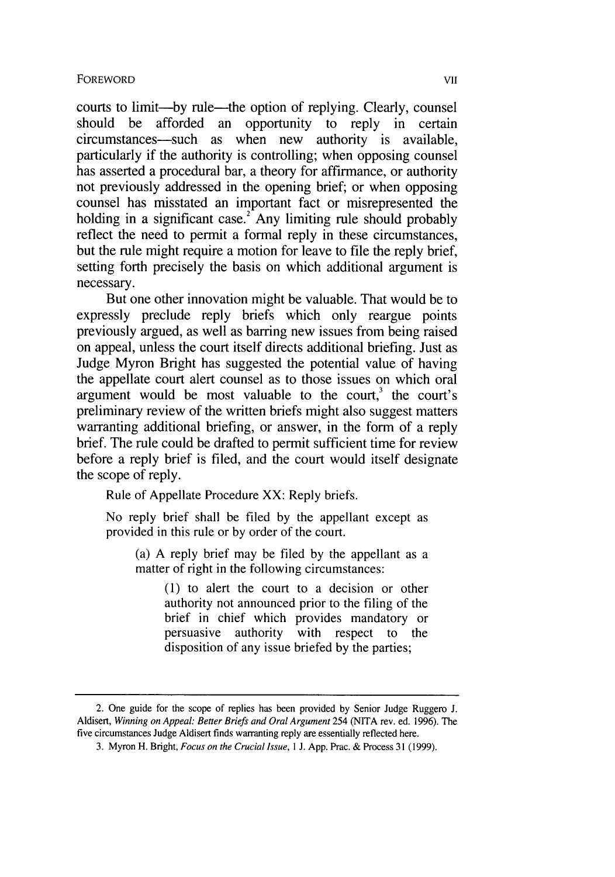courts to limit—by rule—the option of replying. Clearly, counsel should be afforded an opportunity to reply in certain circumstances—such as when new authority is available, particularly if the authority is controlling; when opposing counsel has asserted a procedural bar, a theory for affirmance, or authority not previously addressed in the opening brief; or when opposing counsel has misstated an important fact or misrepresented the holding in a significant case.[2] Any limiting rule should probably reflect the need to permit a formal reply in these circumstances, but the rule might require a motion for leave to file the reply brief, setting forth precisely the basis on which additional argument is necessary.

But one other innovation might be valuable. That would be to expressly preclude reply briefs which only reargue points previously argued, as well as barring new issues from being raised on appeal, unless the court itself directs additional briefing. Just as Judge Myron Bright has suggested the potential value of having the appellate court alert counsel as to those issues on which oral argument would be most valuable to the court,[3] the court's preliminary review of the written briefs might also suggest matters warranting additional briefing, or answer, in the form of a reply brief. The rule could be drafted to permit sufficient time for review before a reply brief is filed, and the court would itself designate the scope of reply.

> Rule of Appellate Procedure XX: Reply briefs.
>
> No reply brief shall be filed by the appellant except as provided in this rule or by order of the court.
>
> > (a) A reply brief may be filed by the appellant as a matter of right in the following circumstances:
> >
> > > (1) to alert the court to a decision or other authority not announced prior to the filing of the brief in chief which provides mandatory or persuasive authority with respect to the disposition of any issue briefed by the parties;

---

2. One guide for the scope of replies has been provided by Senior Judge Ruggero J. Aldisert, *Winning on Appeal: Better Briefs and Oral Argument* 254 (NITA rev. ed. 1996). The five circumstances Judge Aldisert finds warranting reply are essentially reflected here.

3. Myron H. Bright, *Focus on the Crucial Issue*, 1 J. App. Prac. & Process 31 (1999).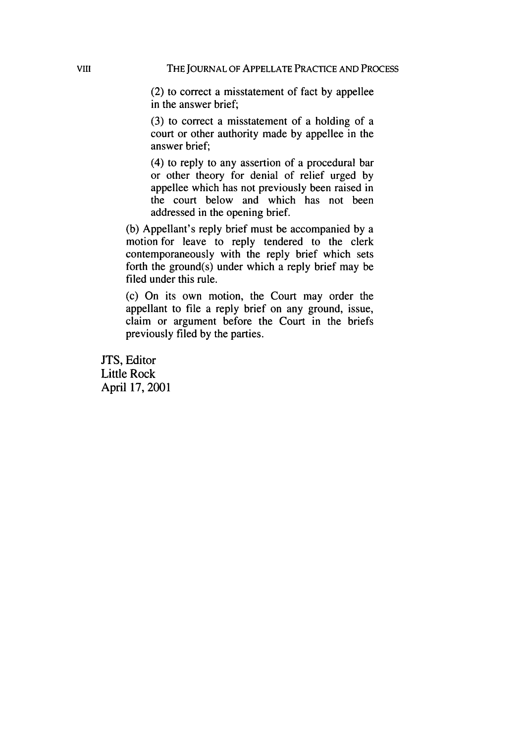> (2) to correct a misstatement of fact by appellee in the answer brief;
>
> (3) to correct a misstatement of a holding of a court or other authority made by appellee in the answer brief;
>
> (4) to reply to any assertion of a procedural bar or other theory for denial of relief urged by appellee which has not previously been raised in the court below and which has not been addressed in the opening brief.
>
> (b) Appellant's reply brief must be accompanied by a motion for leave to reply tendered to the clerk contemporaneously with the reply brief which sets forth the ground(s) under which a reply brief may be filed under this rule.
>
> (c) On its own motion, the Court may order the appellant to file a reply brief on any ground, issue, claim or argument before the Court in the briefs previously filed by the parties.

JTS, Editor
Little Rock
April 17, 2001